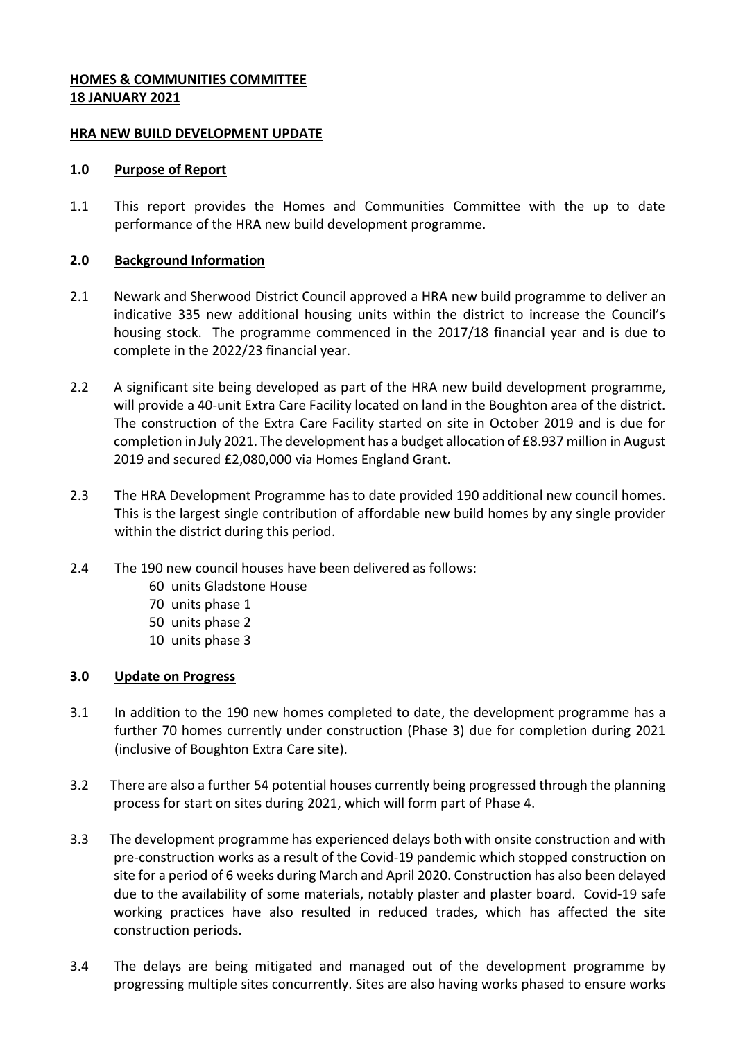**HOMES & COMMUNITIES COMMITTEE**
**18 JANUARY 2021**

**HRA NEW BUILD DEVELOPMENT UPDATE**

## 1.0 Purpose of Report

1.1 This report provides the Homes and Communities Committee with the up to date performance of the HRA new build development programme.

## 2.0 Background Information

2.1 Newark and Sherwood District Council approved a HRA new build programme to deliver an indicative 335 new additional housing units within the district to increase the Council's housing stock. The programme commenced in the 2017/18 financial year and is due to complete in the 2022/23 financial year.

2.2 A significant site being developed as part of the HRA new build development programme, will provide a 40-unit Extra Care Facility located on land in the Boughton area of the district. The construction of the Extra Care Facility started on site in October 2019 and is due for completion in July 2021. The development has a budget allocation of £8.937 million in August 2019 and secured £2,080,000 via Homes England Grant.

2.3 The HRA Development Programme has to date provided 190 additional new council homes. This is the largest single contribution of affordable new build homes by any single provider within the district during this period.

2.4 The 190 new council houses have been delivered as follows:

- 60 units Gladstone House
- 70 units phase 1
- 50 units phase 2
- 10 units phase 3

## 3.0 Update on Progress

3.1 In addition to the 190 new homes completed to date, the development programme has a further 70 homes currently under construction (Phase 3) due for completion during 2021 (inclusive of Boughton Extra Care site).

3.2 There are also a further 54 potential houses currently being progressed through the planning process for start on sites during 2021, which will form part of Phase 4.

3.3 The development programme has experienced delays both with onsite construction and with pre-construction works as a result of the Covid-19 pandemic which stopped construction on site for a period of 6 weeks during March and April 2020. Construction has also been delayed due to the availability of some materials, notably plaster and plaster board. Covid-19 safe working practices have also resulted in reduced trades, which has affected the site construction periods.

3.4 The delays are being mitigated and managed out of the development programme by progressing multiple sites concurrently. Sites are also having works phased to ensure works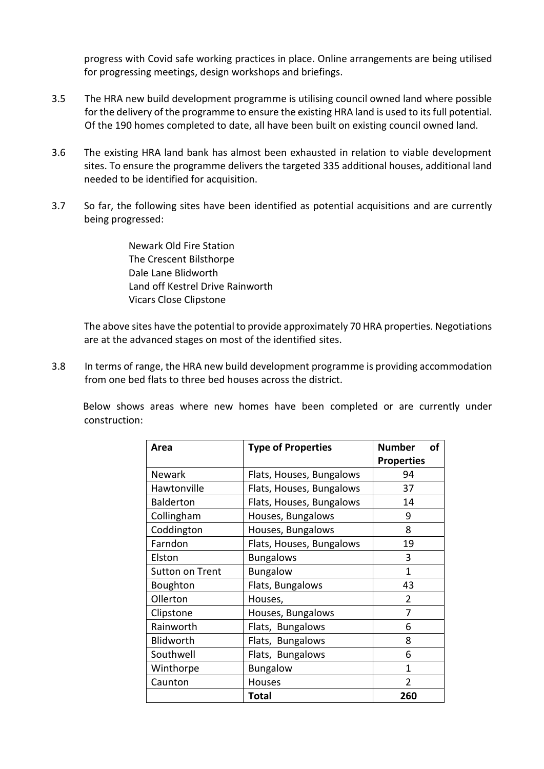progress with Covid safe working practices in place. Online arrangements are being utilised for progressing meetings, design workshops and briefings.

3.5 The HRA new build development programme is utilising council owned land where possible for the delivery of the programme to ensure the existing HRA land is used to its full potential. Of the 190 homes completed to date, all have been built on existing council owned land.

3.6 The existing HRA land bank has almost been exhausted in relation to viable development sites. To ensure the programme delivers the targeted 335 additional houses, additional land needed to be identified for acquisition.

3.7 So far, the following sites have been identified as potential acquisitions and are currently being progressed:

Newark Old Fire Station
The Crescent Bilsthorpe
Dale Lane Blidworth
Land off Kestrel Drive Rainworth
Vicars Close Clipstone

The above sites have the potential to provide approximately 70 HRA properties. Negotiations are at the advanced stages on most of the identified sites.

3.8 In terms of range, the HRA new build development programme is providing accommodation from one bed flats to three bed houses across the district.

Below shows areas where new homes have been completed or are currently under construction:

| Area | Type of Properties | Number of Properties |
|---|---|---|
| Newark | Flats, Houses, Bungalows | 94 |
| Hawtonville | Flats, Houses, Bungalows | 37 |
| Balderton | Flats, Houses, Bungalows | 14 |
| Collingham | Houses, Bungalows | 9 |
| Coddington | Houses, Bungalows | 8 |
| Farndon | Flats, Houses, Bungalows | 19 |
| Elston | Bungalows | 3 |
| Sutton on Trent | Bungalow | 1 |
| Boughton | Flats, Bungalows | 43 |
| Ollerton | Houses, | 2 |
| Clipstone | Houses, Bungalows | 7 |
| Rainworth | Flats, Bungalows | 6 |
| Blidworth | Flats, Bungalows | 8 |
| Southwell | Flats, Bungalows | 6 |
| Winthorpe | Bungalow | 1 |
| Caunton | Houses | 2 |
| | **Total** | **260** |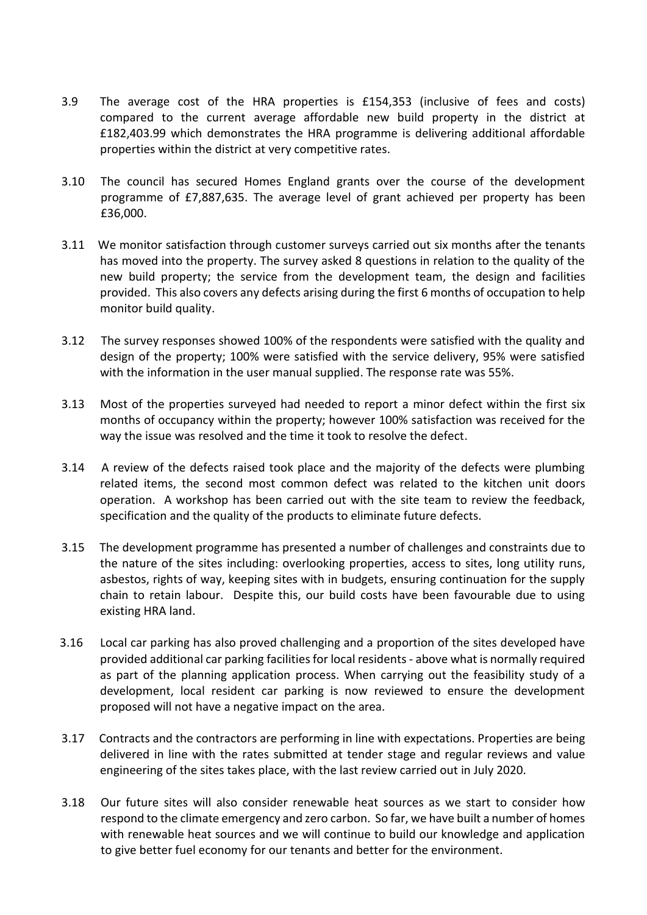3.9 The average cost of the HRA properties is £154,353 (inclusive of fees and costs) compared to the current average affordable new build property in the district at £182,403.99 which demonstrates the HRA programme is delivering additional affordable properties within the district at very competitive rates.

3.10 The council has secured Homes England grants over the course of the development programme of £7,887,635. The average level of grant achieved per property has been £36,000.

3.11 We monitor satisfaction through customer surveys carried out six months after the tenants has moved into the property. The survey asked 8 questions in relation to the quality of the new build property; the service from the development team, the design and facilities provided. This also covers any defects arising during the first 6 months of occupation to help monitor build quality.

3.12 The survey responses showed 100% of the respondents were satisfied with the quality and design of the property; 100% were satisfied with the service delivery, 95% were satisfied with the information in the user manual supplied. The response rate was 55%.

3.13 Most of the properties surveyed had needed to report a minor defect within the first six months of occupancy within the property; however 100% satisfaction was received for the way the issue was resolved and the time it took to resolve the defect.

3.14 A review of the defects raised took place and the majority of the defects were plumbing related items, the second most common defect was related to the kitchen unit doors operation. A workshop has been carried out with the site team to review the feedback, specification and the quality of the products to eliminate future defects.

3.15 The development programme has presented a number of challenges and constraints due to the nature of the sites including: overlooking properties, access to sites, long utility runs, asbestos, rights of way, keeping sites with in budgets, ensuring continuation for the supply chain to retain labour. Despite this, our build costs have been favourable due to using existing HRA land.

3.16 Local car parking has also proved challenging and a proportion of the sites developed have provided additional car parking facilities for local residents - above what is normally required as part of the planning application process. When carrying out the feasibility study of a development, local resident car parking is now reviewed to ensure the development proposed will not have a negative impact on the area.

3.17 Contracts and the contractors are performing in line with expectations. Properties are being delivered in line with the rates submitted at tender stage and regular reviews and value engineering of the sites takes place, with the last review carried out in July 2020.

3.18 Our future sites will also consider renewable heat sources as we start to consider how respond to the climate emergency and zero carbon. So far, we have built a number of homes with renewable heat sources and we will continue to build our knowledge and application to give better fuel economy for our tenants and better for the environment.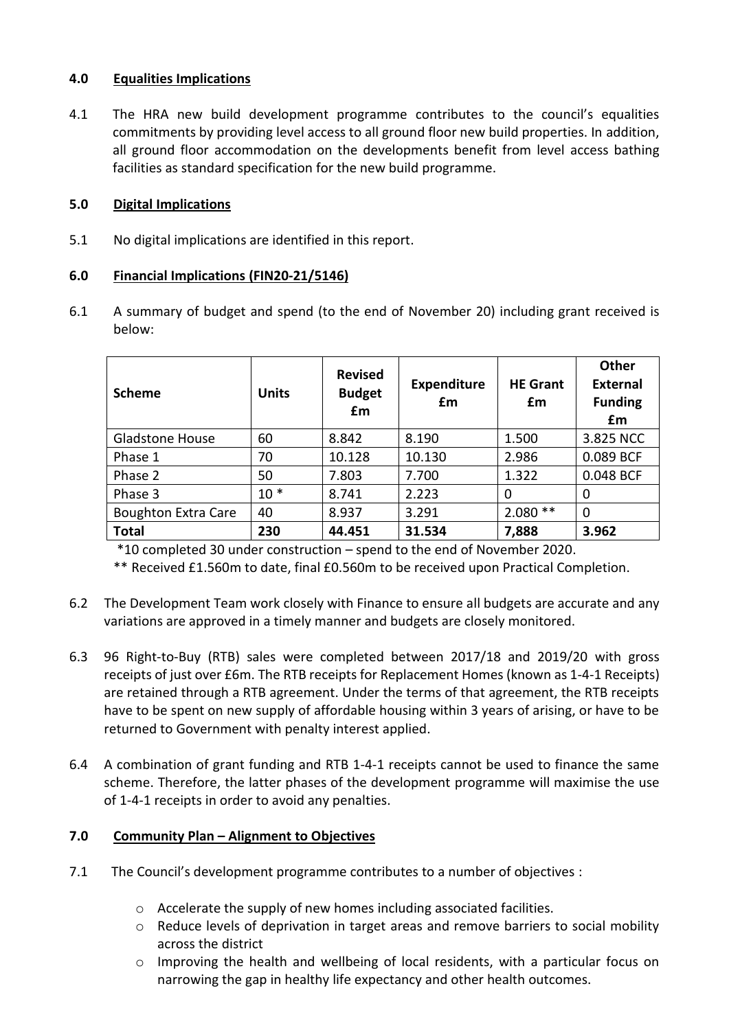## 4.0 Equalities Implications

4.1 The HRA new build development programme contributes to the council's equalities commitments by providing level access to all ground floor new build properties. In addition, all ground floor accommodation on the developments benefit from level access bathing facilities as standard specification for the new build programme.

## 5.0 Digital Implications

5.1 No digital implications are identified in this report.

## 6.0 Financial Implications (FIN20-21/5146)

6.1 A summary of budget and spend (to the end of November 20) including grant received is below:

| Scheme | Units | Revised Budget £m | Expenditure £m | HE Grant £m | Other External Funding £m |
|---|---|---|---|---|---|
| Gladstone House | 60 | 8.842 | 8.190 | 1.500 | 3.825 NCC |
| Phase 1 | 70 | 10.128 | 10.130 | 2.986 | 0.089 BCF |
| Phase 2 | 50 | 7.803 | 7.700 | 1.322 | 0.048 BCF |
| Phase 3 | 10 * | 8.741 | 2.223 | 0 | 0 |
| Boughton Extra Care | 40 | 8.937 | 3.291 | 2.080 ** | 0 |
| **Total** | **230** | **44.451** | **31.534** | **7,888** | **3.962** |

*10 completed 30 under construction – spend to the end of November 2020.

** Received £1.560m to date, final £0.560m to be received upon Practical Completion.

6.2 The Development Team work closely with Finance to ensure all budgets are accurate and any variations are approved in a timely manner and budgets are closely monitored.

6.3 96 Right-to-Buy (RTB) sales were completed between 2017/18 and 2019/20 with gross receipts of just over £6m. The RTB receipts for Replacement Homes (known as 1-4-1 Receipts) are retained through a RTB agreement. Under the terms of that agreement, the RTB receipts have to be spent on new supply of affordable housing within 3 years of arising, or have to be returned to Government with penalty interest applied.

6.4 A combination of grant funding and RTB 1-4-1 receipts cannot be used to finance the same scheme. Therefore, the latter phases of the development programme will maximise the use of 1-4-1 receipts in order to avoid any penalties.

## 7.0 Community Plan – Alignment to Objectives

7.1 The Council's development programme contributes to a number of objectives :

- Accelerate the supply of new homes including associated facilities.
- Reduce levels of deprivation in target areas and remove barriers to social mobility across the district
- Improving the health and wellbeing of local residents, with a particular focus on narrowing the gap in healthy life expectancy and other health outcomes.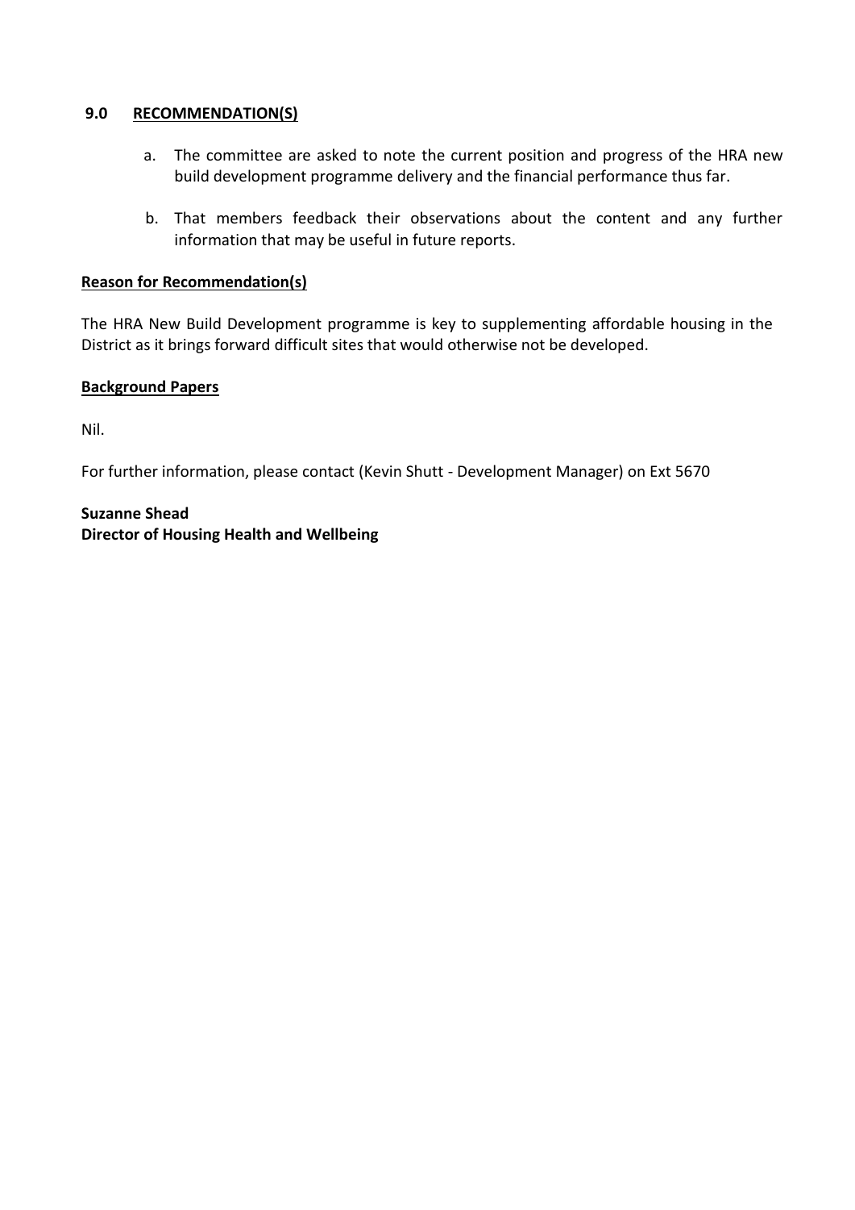## 9.0 RECOMMENDATION(S)

a. The committee are asked to note the current position and progress of the HRA new build development programme delivery and the financial performance thus far.

b. That members feedback their observations about the content and any further information that may be useful in future reports.

**Reason for Recommendation(s)**

The HRA New Build Development programme is key to supplementing affordable housing in the District as it brings forward difficult sites that would otherwise not be developed.

**Background Papers**

Nil.

For further information, please contact (Kevin Shutt - Development Manager) on Ext 5670

**Suzanne Shead**
**Director of Housing Health and Wellbeing**